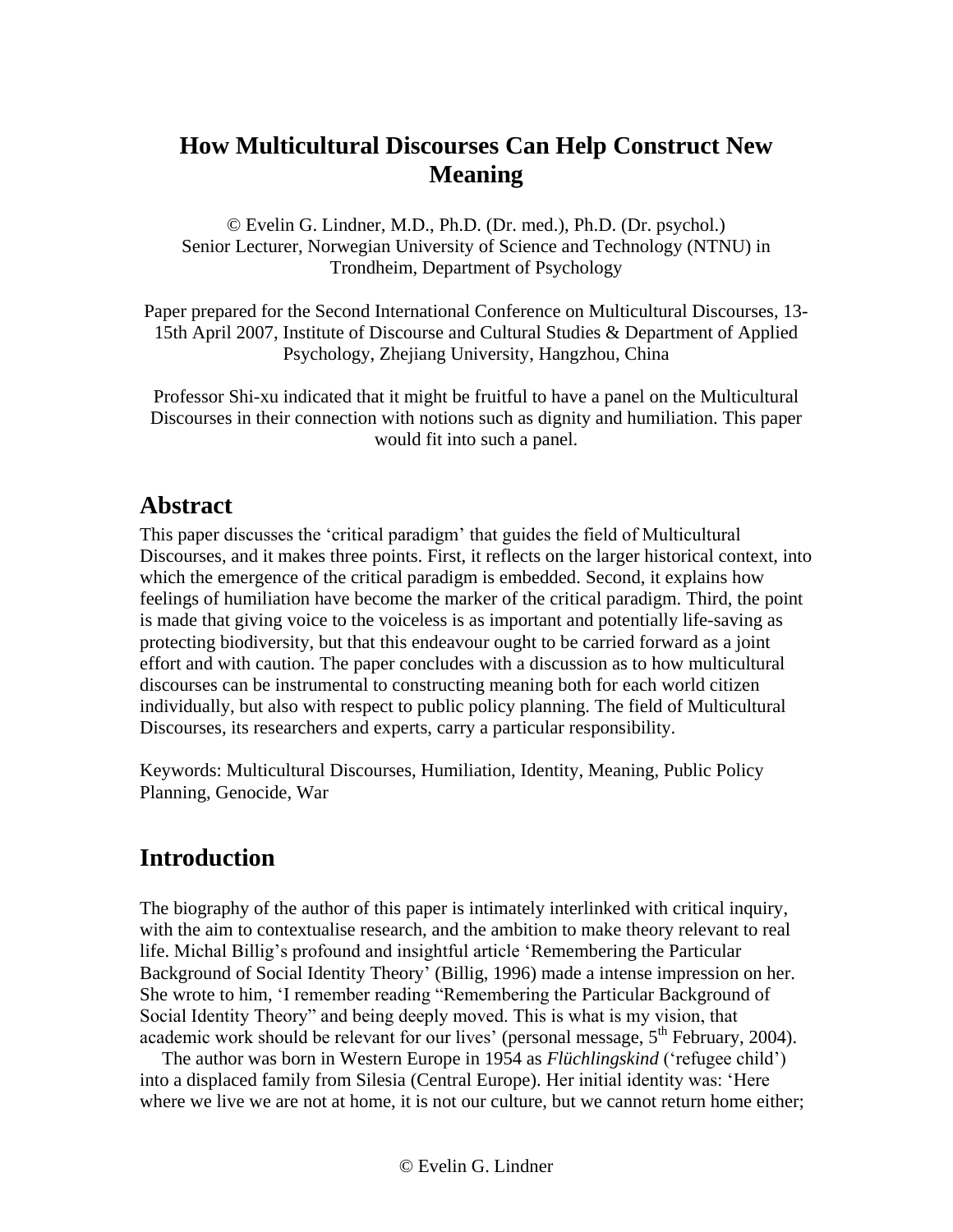# How Multicultural Discourses Can Help Construct New Meaning

© Evelin G. Lindner, M.D., Ph.D. (Dr. med.), Ph.D. (Dr. psychol.)
Senior Lecturer, Norwegian University of Science and Technology (NTNU) in Trondheim, Department of Psychology

Paper prepared for the Second International Conference on Multicultural Discourses, 13-15th April 2007, Institute of Discourse and Cultural Studies & Department of Applied Psychology, Zhejiang University, Hangzhou, China

Professor Shi-xu indicated that it might be fruitful to have a panel on the Multicultural Discourses in their connection with notions such as dignity and humiliation. This paper would fit into such a panel.

## Abstract

This paper discusses the 'critical paradigm' that guides the field of Multicultural Discourses, and it makes three points. First, it reflects on the larger historical context, into which the emergence of the critical paradigm is embedded. Second, it explains how feelings of humiliation have become the marker of the critical paradigm. Third, the point is made that giving voice to the voiceless is as important and potentially life-saving as protecting biodiversity, but that this endeavour ought to be carried forward as a joint effort and with caution. The paper concludes with a discussion as to how multicultural discourses can be instrumental to constructing meaning both for each world citizen individually, but also with respect to public policy planning. The field of Multicultural Discourses, its researchers and experts, carry a particular responsibility.

Keywords: Multicultural Discourses, Humiliation, Identity, Meaning, Public Policy Planning, Genocide, War

## Introduction

The biography of the author of this paper is intimately interlinked with critical inquiry, with the aim to contextualise research, and the ambition to make theory relevant to real life. Michal Billig's profound and insightful article 'Remembering the Particular Background of Social Identity Theory' (Billig, 1996) made a intense impression on her. She wrote to him, 'I remember reading "Remembering the Particular Background of Social Identity Theory" and being deeply moved. This is what is my vision, that academic work should be relevant for our lives' (personal message, 5th February, 2004).

The author was born in Western Europe in 1954 as *Flüchlingskind* ('refugee child') into a displaced family from Silesia (Central Europe). Her initial identity was: 'Here where we live we are not at home, it is not our culture, but we cannot return home either;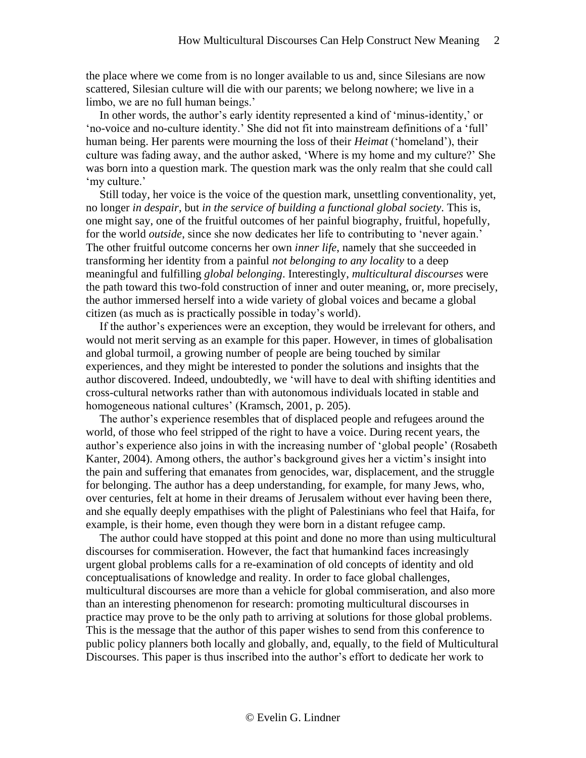the place where we come from is no longer available to us and, since Silesians are now scattered, Silesian culture will die with our parents; we belong nowhere; we live in a limbo, we are no full human beings.'

In other words, the author's early identity represented a kind of 'minus-identity,' or 'no-voice and no-culture identity.' She did not fit into mainstream definitions of a 'full' human being. Her parents were mourning the loss of their *Heimat* ('homeland'), their culture was fading away, and the author asked, 'Where is my home and my culture?' She was born into a question mark. The question mark was the only realm that she could call 'my culture.'

Still today, her voice is the voice of the question mark, unsettling conventionality, yet, no longer *in despair*, but *in the service of building a functional global society*. This is, one might say, one of the fruitful outcomes of her painful biography, fruitful, hopefully, for the world *outside*, since she now dedicates her life to contributing to 'never again.' The other fruitful outcome concerns her own *inner life*, namely that she succeeded in transforming her identity from a painful *not belonging to any locality* to a deep meaningful and fulfilling *global belonging*. Interestingly, *multicultural discourses* were the path toward this two-fold construction of inner and outer meaning, or, more precisely, the author immersed herself into a wide variety of global voices and became a global citizen (as much as is practically possible in today's world).

If the author's experiences were an exception, they would be irrelevant for others, and would not merit serving as an example for this paper. However, in times of globalisation and global turmoil, a growing number of people are being touched by similar experiences, and they might be interested to ponder the solutions and insights that the author discovered. Indeed, undoubtedly, we 'will have to deal with shifting identities and cross-cultural networks rather than with autonomous individuals located in stable and homogeneous national cultures' (Kramsch, 2001, p. 205).

The author's experience resembles that of displaced people and refugees around the world, of those who feel stripped of the right to have a voice. During recent years, the author's experience also joins in with the increasing number of 'global people' (Rosabeth Kanter, 2004). Among others, the author's background gives her a victim's insight into the pain and suffering that emanates from genocides, war, displacement, and the struggle for belonging. The author has a deep understanding, for example, for many Jews, who, over centuries, felt at home in their dreams of Jerusalem without ever having been there, and she equally deeply empathises with the plight of Palestinians who feel that Haifa, for example, is their home, even though they were born in a distant refugee camp.

The author could have stopped at this point and done no more than using multicultural discourses for commiseration. However, the fact that humankind faces increasingly urgent global problems calls for a re-examination of old concepts of identity and old conceptualisations of knowledge and reality. In order to face global challenges, multicultural discourses are more than a vehicle for global commiseration, and also more than an interesting phenomenon for research: promoting multicultural discourses in practice may prove to be the only path to arriving at solutions for those global problems. This is the message that the author of this paper wishes to send from this conference to public policy planners both locally and globally, and, equally, to the field of Multicultural Discourses. This paper is thus inscribed into the author's effort to dedicate her work to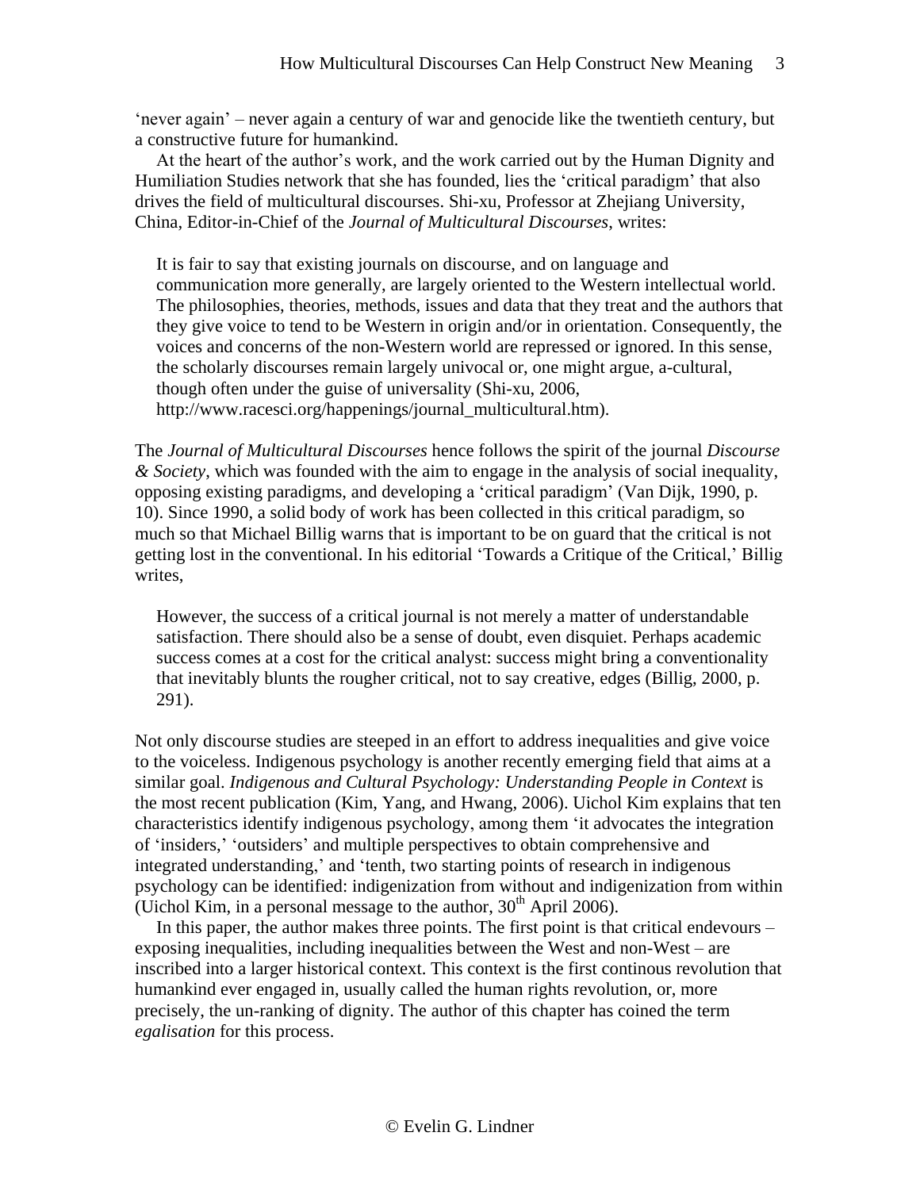'never again' – never again a century of war and genocide like the twentieth century, but a constructive future for humankind.

At the heart of the author's work, and the work carried out by the Human Dignity and Humiliation Studies network that she has founded, lies the 'critical paradigm' that also drives the field of multicultural discourses. Shi-xu, Professor at Zhejiang University, China, Editor-in-Chief of the *Journal of Multicultural Discourses*, writes:

> It is fair to say that existing journals on discourse, and on language and communication more generally, are largely oriented to the Western intellectual world. The philosophies, theories, methods, issues and data that they treat and the authors that they give voice to tend to be Western in origin and/or in orientation. Consequently, the voices and concerns of the non-Western world are repressed or ignored. In this sense, the scholarly discourses remain largely univocal or, one might argue, a-cultural, though often under the guise of universality (Shi-xu, 2006, http://www.racesci.org/happenings/journal_multicultural.htm).

The *Journal of Multicultural Discourses* hence follows the spirit of the journal *Discourse & Society*, which was founded with the aim to engage in the analysis of social inequality, opposing existing paradigms, and developing a 'critical paradigm' (Van Dijk, 1990, p. 10). Since 1990, a solid body of work has been collected in this critical paradigm, so much so that Michael Billig warns that is important to be on guard that the critical is not getting lost in the conventional. In his editorial 'Towards a Critique of the Critical,' Billig writes,

> However, the success of a critical journal is not merely a matter of understandable satisfaction. There should also be a sense of doubt, even disquiet. Perhaps academic success comes at a cost for the critical analyst: success might bring a conventionality that inevitably blunts the rougher critical, not to say creative, edges (Billig, 2000, p. 291).

Not only discourse studies are steeped in an effort to address inequalities and give voice to the voiceless. Indigenous psychology is another recently emerging field that aims at a similar goal. *Indigenous and Cultural Psychology: Understanding People in Context* is the most recent publication (Kim, Yang, and Hwang, 2006). Uichol Kim explains that ten characteristics identify indigenous psychology, among them 'it advocates the integration of 'insiders,' 'outsiders' and multiple perspectives to obtain comprehensive and integrated understanding,' and 'tenth, two starting points of research in indigenous psychology can be identified: indigenization from without and indigenization from within (Uichol Kim, in a personal message to the author, 30th April 2006).

In this paper, the author makes three points. The first point is that critical endevours – exposing inequalities, including inequalities between the West and non-West – are inscribed into a larger historical context. This context is the first continous revolution that humankind ever engaged in, usually called the human rights revolution, or, more precisely, the un-ranking of dignity. The author of this chapter has coined the term *egalisation* for this process.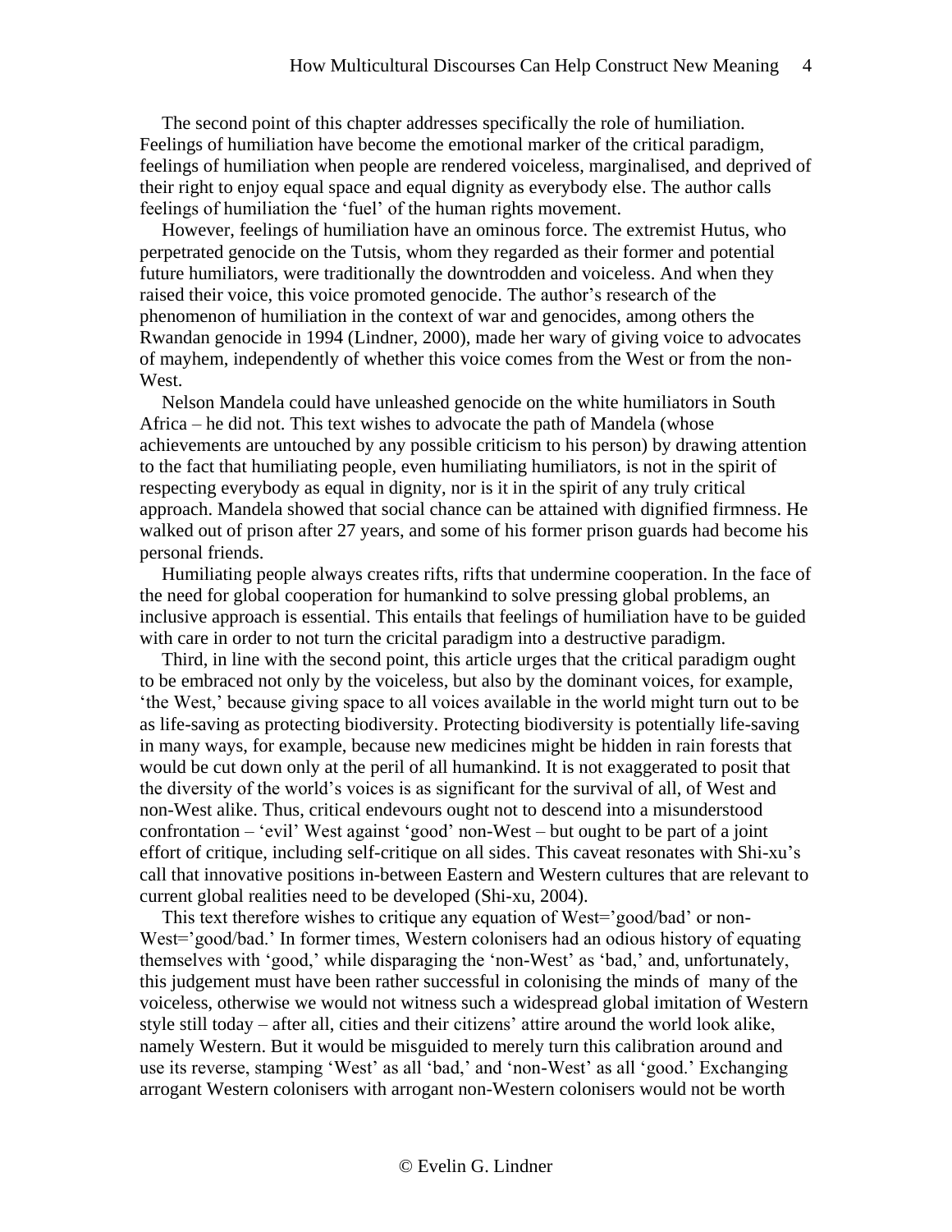The second point of this chapter addresses specifically the role of humiliation. Feelings of humiliation have become the emotional marker of the critical paradigm, feelings of humiliation when people are rendered voiceless, marginalised, and deprived of their right to enjoy equal space and equal dignity as everybody else. The author calls feelings of humiliation the 'fuel' of the human rights movement.

However, feelings of humiliation have an ominous force. The extremist Hutus, who perpetrated genocide on the Tutsis, whom they regarded as their former and potential future humiliators, were traditionally the downtrodden and voiceless. And when they raised their voice, this voice promoted genocide. The author's research of the phenomenon of humiliation in the context of war and genocides, among others the Rwandan genocide in 1994 (Lindner, 2000), made her wary of giving voice to advocates of mayhem, independently of whether this voice comes from the West or from the non-West.

Nelson Mandela could have unleashed genocide on the white humiliators in South Africa – he did not. This text wishes to advocate the path of Mandela (whose achievements are untouched by any possible criticism to his person) by drawing attention to the fact that humiliating people, even humiliating humiliators, is not in the spirit of respecting everybody as equal in dignity, nor is it in the spirit of any truly critical approach. Mandela showed that social chance can be attained with dignified firmness. He walked out of prison after 27 years, and some of his former prison guards had become his personal friends.

Humiliating people always creates rifts, rifts that undermine cooperation. In the face of the need for global cooperation for humankind to solve pressing global problems, an inclusive approach is essential. This entails that feelings of humiliation have to be guided with care in order to not turn the cricital paradigm into a destructive paradigm.

Third, in line with the second point, this article urges that the critical paradigm ought to be embraced not only by the voiceless, but also by the dominant voices, for example, 'the West,' because giving space to all voices available in the world might turn out to be as life-saving as protecting biodiversity. Protecting biodiversity is potentially life-saving in many ways, for example, because new medicines might be hidden in rain forests that would be cut down only at the peril of all humankind. It is not exaggerated to posit that the diversity of the world's voices is as significant for the survival of all, of West and non-West alike. Thus, critical endevours ought not to descend into a misunderstood confrontation – 'evil' West against 'good' non-West – but ought to be part of a joint effort of critique, including self-critique on all sides. This caveat resonates with Shi-xu's call that innovative positions in-between Eastern and Western cultures that are relevant to current global realities need to be developed (Shi-xu, 2004).

This text therefore wishes to critique any equation of West='good/bad' or non-West='good/bad.' In former times, Western colonisers had an odious history of equating themselves with 'good,' while disparaging the 'non-West' as 'bad,' and, unfortunately, this judgement must have been rather successful in colonising the minds of many of the voiceless, otherwise we would not witness such a widespread global imitation of Western style still today – after all, cities and their citizens' attire around the world look alike, namely Western. But it would be misguided to merely turn this calibration around and use its reverse, stamping 'West' as all 'bad,' and 'non-West' as all 'good.' Exchanging arrogant Western colonisers with arrogant non-Western colonisers would not be worth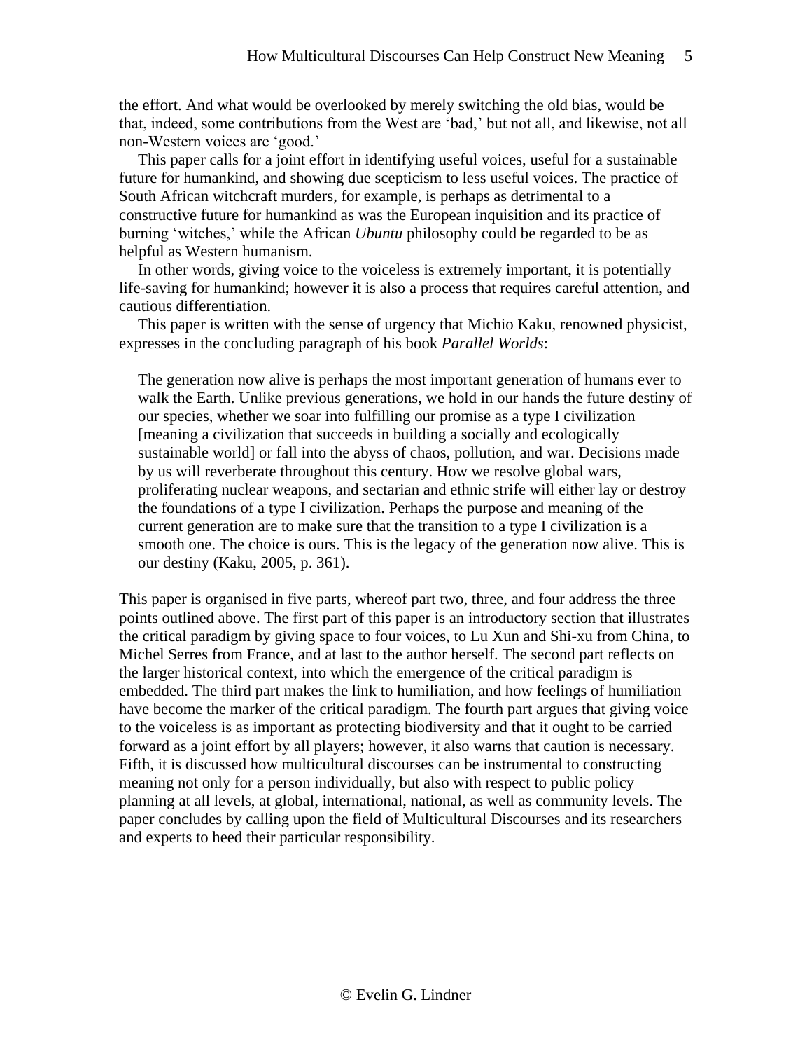the effort. And what would be overlooked by merely switching the old bias, would be that, indeed, some contributions from the West are 'bad,' but not all, and likewise, not all non-Western voices are 'good.'

This paper calls for a joint effort in identifying useful voices, useful for a sustainable future for humankind, and showing due scepticism to less useful voices. The practice of South African witchcraft murders, for example, is perhaps as detrimental to a constructive future for humankind as was the European inquisition and its practice of burning 'witches,' while the African *Ubuntu* philosophy could be regarded to be as helpful as Western humanism.

In other words, giving voice to the voiceless is extremely important, it is potentially life-saving for humankind; however it is also a process that requires careful attention, and cautious differentiation.

This paper is written with the sense of urgency that Michio Kaku, renowned physicist, expresses in the concluding paragraph of his book *Parallel Worlds*:

> The generation now alive is perhaps the most important generation of humans ever to walk the Earth. Unlike previous generations, we hold in our hands the future destiny of our species, whether we soar into fulfilling our promise as a type I civilization [meaning a civilization that succeeds in building a socially and ecologically sustainable world] or fall into the abyss of chaos, pollution, and war. Decisions made by us will reverberate throughout this century. How we resolve global wars, proliferating nuclear weapons, and sectarian and ethnic strife will either lay or destroy the foundations of a type I civilization. Perhaps the purpose and meaning of the current generation are to make sure that the transition to a type I civilization is a smooth one. The choice is ours. This is the legacy of the generation now alive. This is our destiny (Kaku, 2005, p. 361).

This paper is organised in five parts, whereof part two, three, and four address the three points outlined above. The first part of this paper is an introductory section that illustrates the critical paradigm by giving space to four voices, to Lu Xun and Shi-xu from China, to Michel Serres from France, and at last to the author herself. The second part reflects on the larger historical context, into which the emergence of the critical paradigm is embedded. The third part makes the link to humiliation, and how feelings of humiliation have become the marker of the critical paradigm. The fourth part argues that giving voice to the voiceless is as important as protecting biodiversity and that it ought to be carried forward as a joint effort by all players; however, it also warns that caution is necessary. Fifth, it is discussed how multicultural discourses can be instrumental to constructing meaning not only for a person individually, but also with respect to public policy planning at all levels, at global, international, national, as well as community levels. The paper concludes by calling upon the field of Multicultural Discourses and its researchers and experts to heed their particular responsibility.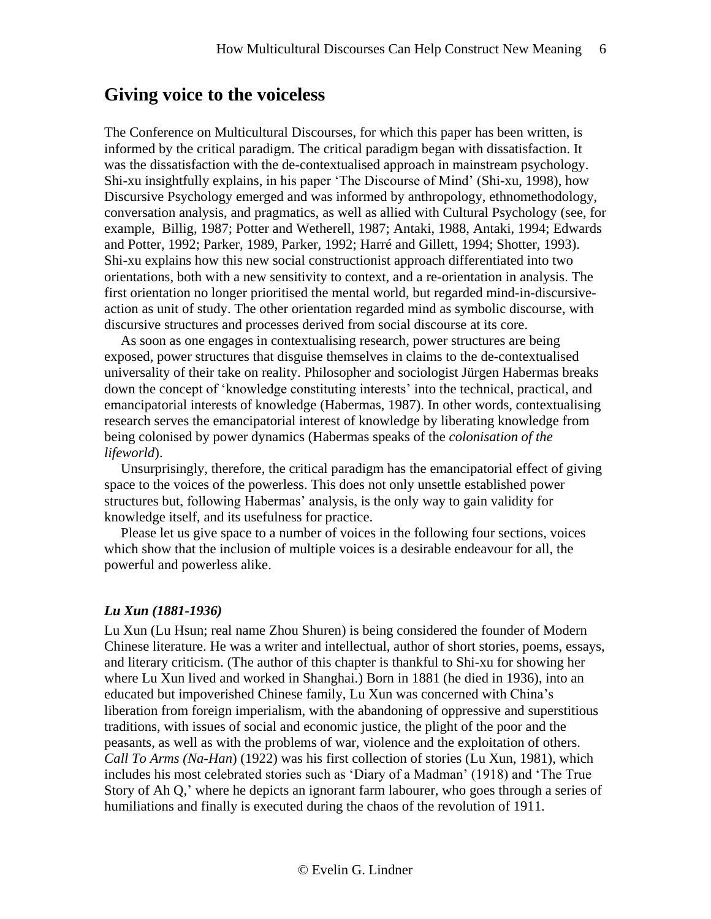## Giving voice to the voiceless

The Conference on Multicultural Discourses, for which this paper has been written, is informed by the critical paradigm. The critical paradigm began with dissatisfaction. It was the dissatisfaction with the de-contextualised approach in mainstream psychology. Shi-xu insightfully explains, in his paper 'The Discourse of Mind' (Shi-xu, 1998), how Discursive Psychology emerged and was informed by anthropology, ethnomethodology, conversation analysis, and pragmatics, as well as allied with Cultural Psychology (see, for example, Billig, 1987; Potter and Wetherell, 1987; Antaki, 1988, Antaki, 1994; Edwards and Potter, 1992; Parker, 1989, Parker, 1992; Harré and Gillett, 1994; Shotter, 1993). Shi-xu explains how this new social constructionist approach differentiated into two orientations, both with a new sensitivity to context, and a re-orientation in analysis. The first orientation no longer prioritised the mental world, but regarded mind-in-discursive-action as unit of study. The other orientation regarded mind as symbolic discourse, with discursive structures and processes derived from social discourse at its core.

As soon as one engages in contextualising research, power structures are being exposed, power structures that disguise themselves in claims to the de-contextualised universality of their take on reality. Philosopher and sociologist Jürgen Habermas breaks down the concept of 'knowledge constituting interests' into the technical, practical, and emancipatorial interests of knowledge (Habermas, 1987). In other words, contextualising research serves the emancipatorial interest of knowledge by liberating knowledge from being colonised by power dynamics (Habermas speaks of the *colonisation of the lifeworld*).

Unsurprisingly, therefore, the critical paradigm has the emancipatorial effect of giving space to the voices of the powerless. This does not only unsettle established power structures but, following Habermas' analysis, is the only way to gain validity for knowledge itself, and its usefulness for practice.

Please let us give space to a number of voices in the following four sections, voices which show that the inclusion of multiple voices is a desirable endeavour for all, the powerful and powerless alike.

### *Lu Xun (1881-1936)*

Lu Xun (Lu Hsun; real name Zhou Shuren) is being considered the founder of Modern Chinese literature. He was a writer and intellectual, author of short stories, poems, essays, and literary criticism. (The author of this chapter is thankful to Shi-xu for showing her where Lu Xun lived and worked in Shanghai.) Born in 1881 (he died in 1936), into an educated but impoverished Chinese family, Lu Xun was concerned with China's liberation from foreign imperialism, with the abandoning of oppressive and superstitious traditions, with issues of social and economic justice, the plight of the poor and the peasants, as well as with the problems of war, violence and the exploitation of others. *Call To Arms (Na-Han*) (1922) was his first collection of stories (Lu Xun, 1981), which includes his most celebrated stories such as 'Diary of a Madman' (1918) and 'The True Story of Ah Q,' where he depicts an ignorant farm labourer, who goes through a series of humiliations and finally is executed during the chaos of the revolution of 1911.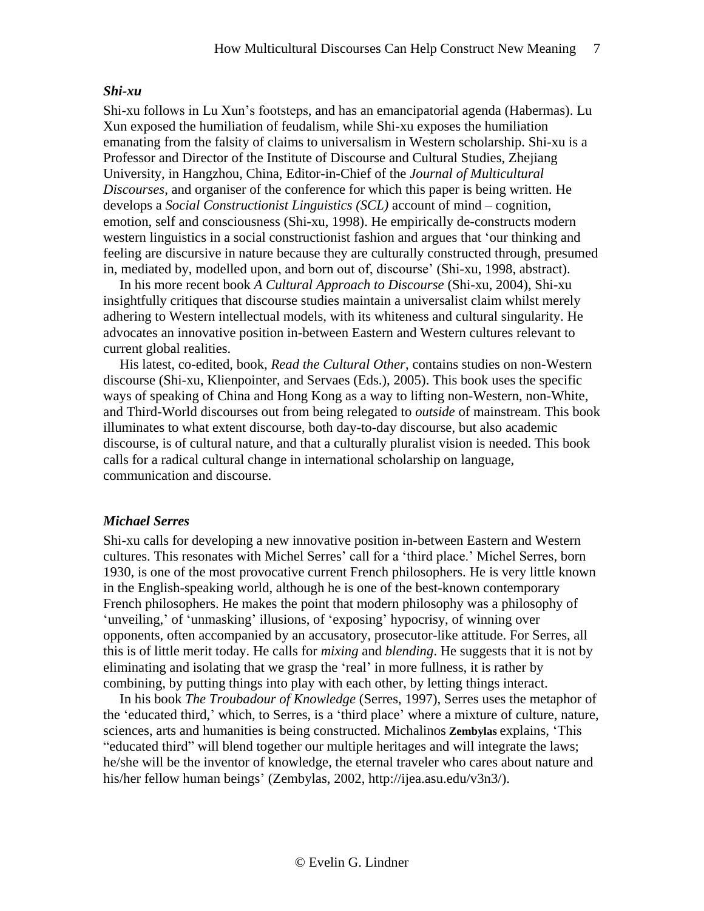### *Shi-xu*

Shi-xu follows in Lu Xun's footsteps, and has an emancipatorial agenda (Habermas). Lu Xun exposed the humiliation of feudalism, while Shi-xu exposes the humiliation emanating from the falsity of claims to universalism in Western scholarship. Shi-xu is a Professor and Director of the Institute of Discourse and Cultural Studies, Zhejiang University, in Hangzhou, China, Editor-in-Chief of the *Journal of Multicultural Discourses*, and organiser of the conference for which this paper is being written. He develops a *Social Constructionist Linguistics (SCL)* account of mind – cognition, emotion, self and consciousness (Shi-xu, 1998). He empirically de-constructs modern western linguistics in a social constructionist fashion and argues that 'our thinking and feeling are discursive in nature because they are culturally constructed through, presumed in, mediated by, modelled upon, and born out of, discourse' (Shi-xu, 1998, abstract).

In his more recent book *A Cultural Approach to Discourse* (Shi-xu, 2004), Shi-xu insightfully critiques that discourse studies maintain a universalist claim whilst merely adhering to Western intellectual models, with its whiteness and cultural singularity. He advocates an innovative position in-between Eastern and Western cultures relevant to current global realities.

His latest, co-edited, book, *Read the Cultural Other*, contains studies on non-Western discourse (Shi-xu, Klienpointer, and Servaes (Eds.), 2005). This book uses the specific ways of speaking of China and Hong Kong as a way to lifting non-Western, non-White, and Third-World discourses out from being relegated to *outside* of mainstream. This book illuminates to what extent discourse, both day-to-day discourse, but also academic discourse, is of cultural nature, and that a culturally pluralist vision is needed. This book calls for a radical cultural change in international scholarship on language, communication and discourse.

### *Michael Serres*

Shi-xu calls for developing a new innovative position in-between Eastern and Western cultures. This resonates with Michel Serres' call for a 'third place.' Michel Serres, born 1930, is one of the most provocative current French philosophers. He is very little known in the English-speaking world, although he is one of the best-known contemporary French philosophers. He makes the point that modern philosophy was a philosophy of 'unveiling,' of 'unmasking' illusions, of 'exposing' hypocrisy, of winning over opponents, often accompanied by an accusatory, prosecutor-like attitude. For Serres, all this is of little merit today. He calls for *mixing* and *blending*. He suggests that it is not by eliminating and isolating that we grasp the 'real' in more fullness, it is rather by combining, by putting things into play with each other, by letting things interact.

In his book *The Troubadour of Knowledge* (Serres, 1997), Serres uses the metaphor of the 'educated third,' which, to Serres, is a 'third place' where a mixture of culture, nature, sciences, arts and humanities is being constructed. Michalinos **Zembylas** explains, 'This "educated third" will blend together our multiple heritages and will integrate the laws; he/she will be the inventor of knowledge, the eternal traveler who cares about nature and his/her fellow human beings' (Zembylas, 2002, http://ijea.asu.edu/v3n3/).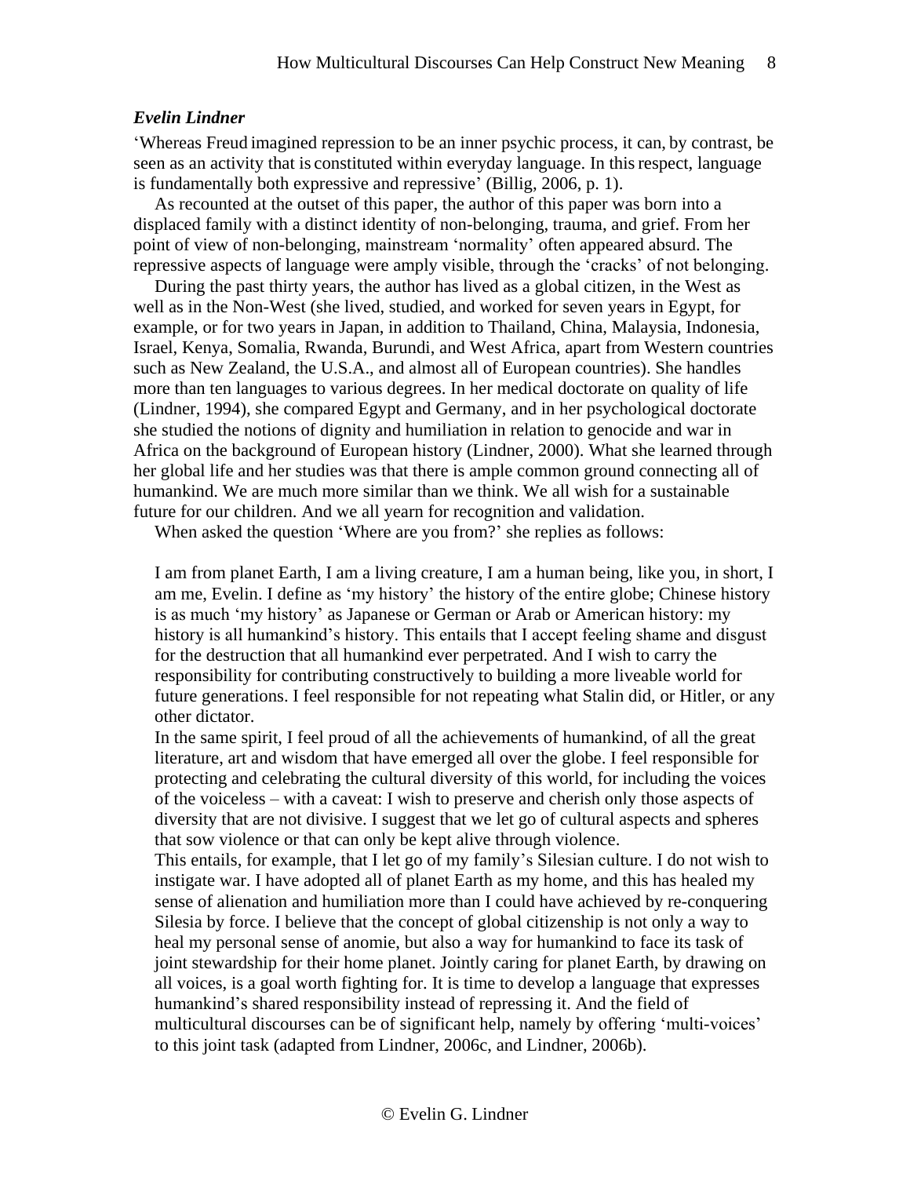***Evelin Lindner***

'Whereas Freud imagined repression to be an inner psychic process, it can, by contrast, be seen as an activity that is constituted within everyday language. In this respect, language is fundamentally both expressive and repressive' (Billig, 2006, p. 1).

As recounted at the outset of this paper, the author of this paper was born into a displaced family with a distinct identity of non-belonging, trauma, and grief. From her point of view of non-belonging, mainstream 'normality' often appeared absurd. The repressive aspects of language were amply visible, through the 'cracks' of not belonging.

During the past thirty years, the author has lived as a global citizen, in the West as well as in the Non-West (she lived, studied, and worked for seven years in Egypt, for example, or for two years in Japan, in addition to Thailand, China, Malaysia, Indonesia, Israel, Kenya, Somalia, Rwanda, Burundi, and West Africa, apart from Western countries such as New Zealand, the U.S.A., and almost all of European countries). She handles more than ten languages to various degrees. In her medical doctorate on quality of life (Lindner, 1994), she compared Egypt and Germany, and in her psychological doctorate she studied the notions of dignity and humiliation in relation to genocide and war in Africa on the background of European history (Lindner, 2000). What she learned through her global life and her studies was that there is ample common ground connecting all of humankind. We are much more similar than we think. We all wish for a sustainable future for our children. And we all yearn for recognition and validation.

When asked the question 'Where are you from?' she replies as follows:

> I am from planet Earth, I am a living creature, I am a human being, like you, in short, I am me, Evelin. I define as 'my history' the history of the entire globe; Chinese history is as much 'my history' as Japanese or German or Arab or American history: my history is all humankind's history. This entails that I accept feeling shame and disgust for the destruction that all humankind ever perpetrated. And I wish to carry the responsibility for contributing constructively to building a more liveable world for future generations. I feel responsible for not repeating what Stalin did, or Hitler, or any other dictator.
>
> In the same spirit, I feel proud of all the achievements of humankind, of all the great literature, art and wisdom that have emerged all over the globe. I feel responsible for protecting and celebrating the cultural diversity of this world, for including the voices of the voiceless – with a caveat: I wish to preserve and cherish only those aspects of diversity that are not divisive. I suggest that we let go of cultural aspects and spheres that sow violence or that can only be kept alive through violence.
>
> This entails, for example, that I let go of my family's Silesian culture. I do not wish to instigate war. I have adopted all of planet Earth as my home, and this has healed my sense of alienation and humiliation more than I could have achieved by re-conquering Silesia by force. I believe that the concept of global citizenship is not only a way to heal my personal sense of anomie, but also a way for humankind to face its task of joint stewardship for their home planet. Jointly caring for planet Earth, by drawing on all voices, is a goal worth fighting for. It is time to develop a language that expresses humankind's shared responsibility instead of repressing it. And the field of multicultural discourses can be of significant help, namely by offering 'multi-voices' to this joint task (adapted from Lindner, 2006c, and Lindner, 2006b).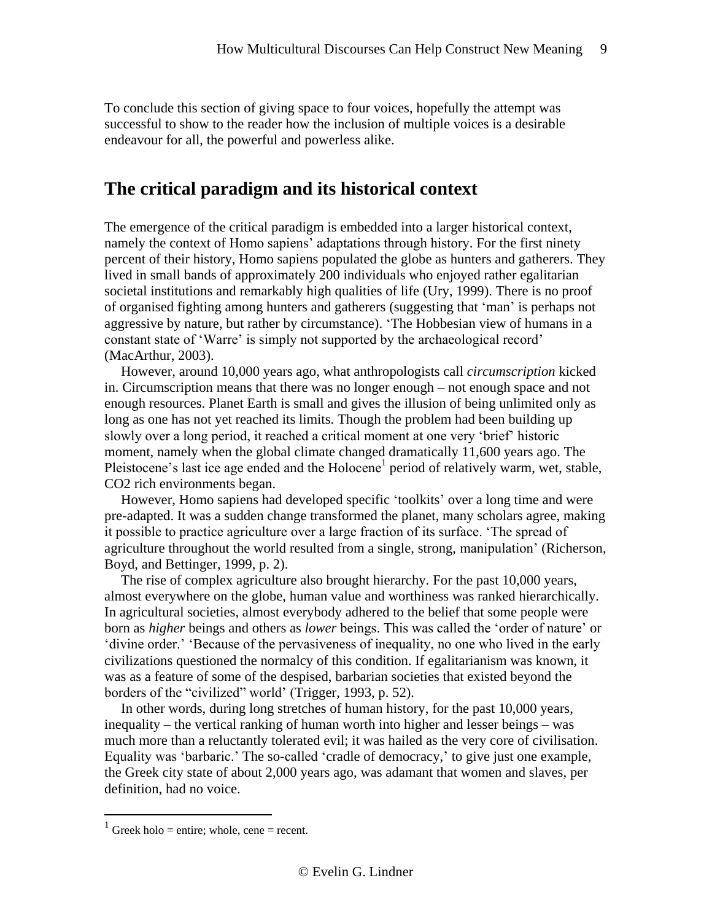To conclude this section of giving space to four voices, hopefully the attempt was successful to show to the reader how the inclusion of multiple voices is a desirable endeavour for all, the powerful and powerless alike.

## The critical paradigm and its historical context

The emergence of the critical paradigm is embedded into a larger historical context, namely the context of Homo sapiens' adaptations through history. For the first ninety percent of their history, Homo sapiens populated the globe as hunters and gatherers. They lived in small bands of approximately 200 individuals who enjoyed rather egalitarian societal institutions and remarkably high qualities of life (Ury, 1999). There is no proof of organised fighting among hunters and gatherers (suggesting that 'man' is perhaps not aggressive by nature, but rather by circumstance). 'The Hobbesian view of humans in a constant state of 'Warre' is simply not supported by the archaeological record' (MacArthur, 2003).

However, around 10,000 years ago, what anthropologists call *circumscription* kicked in. Circumscription means that there was no longer enough – not enough space and not enough resources. Planet Earth is small and gives the illusion of being unlimited only as long as one has not yet reached its limits. Though the problem had been building up slowly over a long period, it reached a critical moment at one very 'brief' historic moment, namely when the global climate changed dramatically 11,600 years ago. The Pleistocene's last ice age ended and the Holocene[1] period of relatively warm, wet, stable, CO2 rich environments began.

However, Homo sapiens had developed specific 'toolkits' over a long time and were pre-adapted. It was a sudden change transformed the planet, many scholars agree, making it possible to practice agriculture over a large fraction of its surface. 'The spread of agriculture throughout the world resulted from a single, strong, manipulation' (Richerson, Boyd, and Bettinger, 1999, p. 2).

The rise of complex agriculture also brought hierarchy. For the past 10,000 years, almost everywhere on the globe, human value and worthiness was ranked hierarchically. In agricultural societies, almost everybody adhered to the belief that some people were born as *higher* beings and others as *lower* beings. This was called the 'order of nature' or 'divine order.' 'Because of the pervasiveness of inequality, no one who lived in the early civilizations questioned the normalcy of this condition. If egalitarianism was known, it was as a feature of some of the despised, barbarian societies that existed beyond the borders of the "civilized" world' (Trigger, 1993, p. 52).

In other words, during long stretches of human history, for the past 10,000 years, inequality – the vertical ranking of human worth into higher and lesser beings – was much more than a reluctantly tolerated evil; it was hailed as the very core of civilisation. Equality was 'barbaric.' The so-called 'cradle of democracy,' to give just one example, the Greek city state of about 2,000 years ago, was adamant that women and slaves, per definition, had no voice.

---

[1] Greek holo = entire; whole, cene = recent.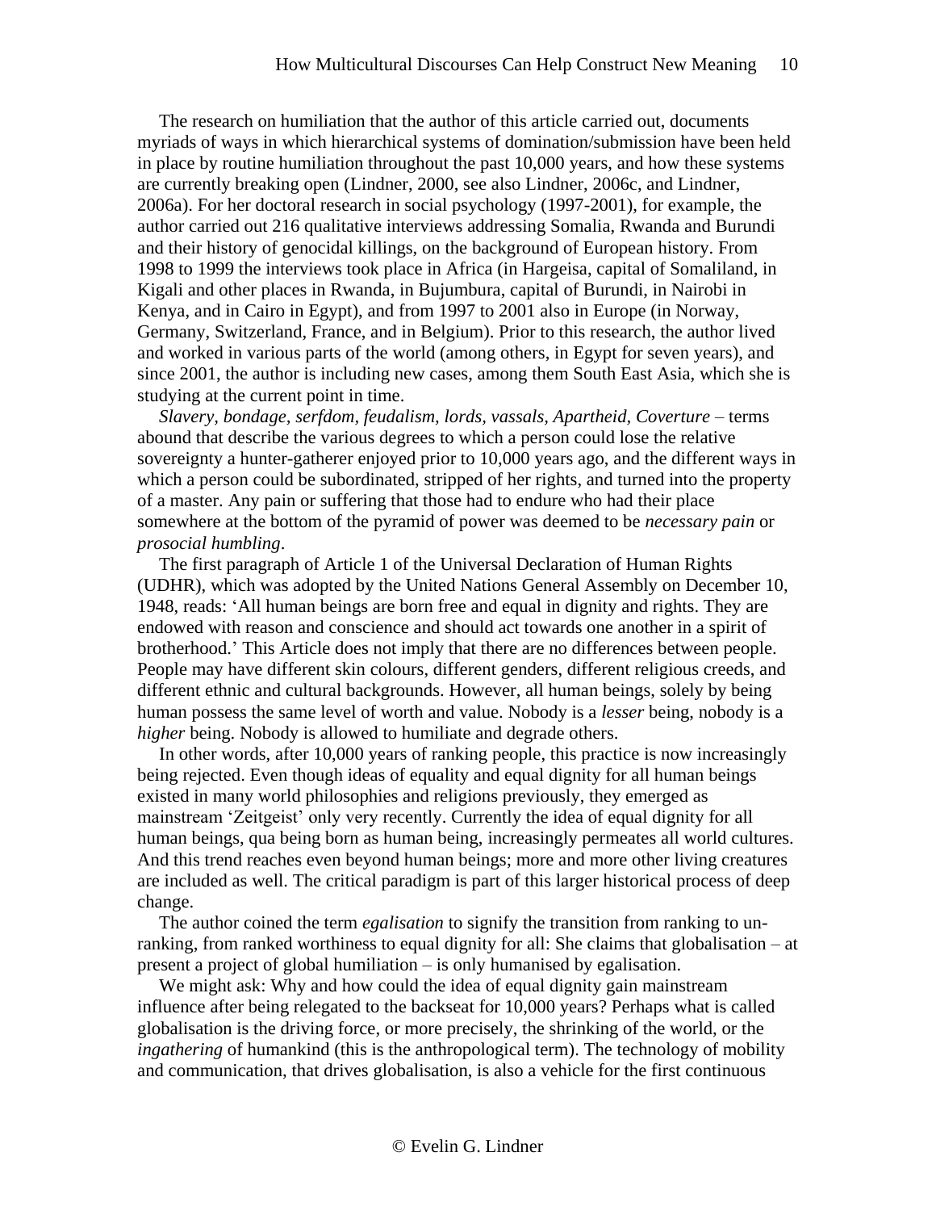The research on humiliation that the author of this article carried out, documents myriads of ways in which hierarchical systems of domination/submission have been held in place by routine humiliation throughout the past 10,000 years, and how these systems are currently breaking open (Lindner, 2000, see also Lindner, 2006c, and Lindner, 2006a). For her doctoral research in social psychology (1997-2001), for example, the author carried out 216 qualitative interviews addressing Somalia, Rwanda and Burundi and their history of genocidal killings, on the background of European history. From 1998 to 1999 the interviews took place in Africa (in Hargeisa, capital of Somaliland, in Kigali and other places in Rwanda, in Bujumbura, capital of Burundi, in Nairobi in Kenya, and in Cairo in Egypt), and from 1997 to 2001 also in Europe (in Norway, Germany, Switzerland, France, and in Belgium). Prior to this research, the author lived and worked in various parts of the world (among others, in Egypt for seven years), and since 2001, the author is including new cases, among them South East Asia, which she is studying at the current point in time.

*Slavery, bondage, serfdom, feudalism, lords, vassals, Apartheid, Coverture* – terms abound that describe the various degrees to which a person could lose the relative sovereignty a hunter-gatherer enjoyed prior to 10,000 years ago, and the different ways in which a person could be subordinated, stripped of her rights, and turned into the property of a master. Any pain or suffering that those had to endure who had their place somewhere at the bottom of the pyramid of power was deemed to be *necessary pain* or *prosocial humbling*.

The first paragraph of Article 1 of the Universal Declaration of Human Rights (UDHR), which was adopted by the United Nations General Assembly on December 10, 1948, reads: 'All human beings are born free and equal in dignity and rights. They are endowed with reason and conscience and should act towards one another in a spirit of brotherhood.' This Article does not imply that there are no differences between people. People may have different skin colours, different genders, different religious creeds, and different ethnic and cultural backgrounds. However, all human beings, solely by being human possess the same level of worth and value. Nobody is a *lesser* being, nobody is a *higher* being. Nobody is allowed to humiliate and degrade others.

In other words, after 10,000 years of ranking people, this practice is now increasingly being rejected. Even though ideas of equality and equal dignity for all human beings existed in many world philosophies and religions previously, they emerged as mainstream 'Zeitgeist' only very recently. Currently the idea of equal dignity for all human beings, qua being born as human being, increasingly permeates all world cultures. And this trend reaches even beyond human beings; more and more other living creatures are included as well. The critical paradigm is part of this larger historical process of deep change.

The author coined the term *egalisation* to signify the transition from ranking to un-ranking, from ranked worthiness to equal dignity for all: She claims that globalisation – at present a project of global humiliation – is only humanised by egalisation.

We might ask: Why and how could the idea of equal dignity gain mainstream influence after being relegated to the backseat for 10,000 years? Perhaps what is called globalisation is the driving force, or more precisely, the shrinking of the world, or the *ingathering* of humankind (this is the anthropological term). The technology of mobility and communication, that drives globalisation, is also a vehicle for the first continuous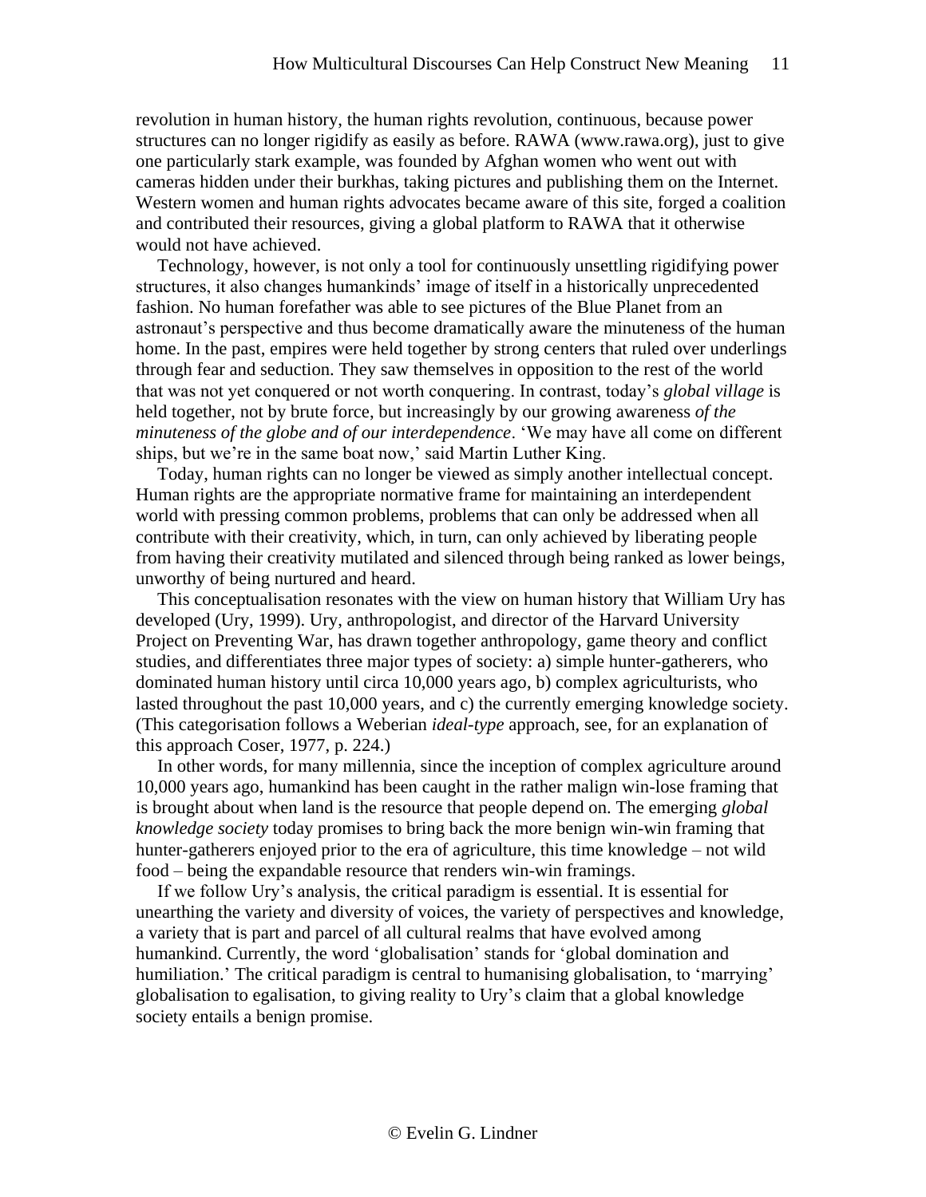revolution in human history, the human rights revolution, continuous, because power structures can no longer rigidify as easily as before. RAWA (www.rawa.org), just to give one particularly stark example, was founded by Afghan women who went out with cameras hidden under their burkhas, taking pictures and publishing them on the Internet. Western women and human rights advocates became aware of this site, forged a coalition and contributed their resources, giving a global platform to RAWA that it otherwise would not have achieved.

Technology, however, is not only a tool for continuously unsettling rigidifying power structures, it also changes humankinds' image of itself in a historically unprecedented fashion. No human forefather was able to see pictures of the Blue Planet from an astronaut's perspective and thus become dramatically aware the minuteness of the human home. In the past, empires were held together by strong centers that ruled over underlings through fear and seduction. They saw themselves in opposition to the rest of the world that was not yet conquered or not worth conquering. In contrast, today's *global village* is held together, not by brute force, but increasingly by our growing awareness *of the minuteness of the globe and of our interdependence*. 'We may have all come on different ships, but we're in the same boat now,' said Martin Luther King.

Today, human rights can no longer be viewed as simply another intellectual concept. Human rights are the appropriate normative frame for maintaining an interdependent world with pressing common problems, problems that can only be addressed when all contribute with their creativity, which, in turn, can only achieved by liberating people from having their creativity mutilated and silenced through being ranked as lower beings, unworthy of being nurtured and heard.

This conceptualisation resonates with the view on human history that William Ury has developed (Ury, 1999). Ury, anthropologist, and director of the Harvard University Project on Preventing War, has drawn together anthropology, game theory and conflict studies, and differentiates three major types of society: a) simple hunter-gatherers, who dominated human history until circa 10,000 years ago, b) complex agriculturists, who lasted throughout the past 10,000 years, and c) the currently emerging knowledge society. (This categorisation follows a Weberian *ideal-type* approach, see, for an explanation of this approach Coser, 1977, p. 224.)

In other words, for many millennia, since the inception of complex agriculture around 10,000 years ago, humankind has been caught in the rather malign win-lose framing that is brought about when land is the resource that people depend on. The emerging *global knowledge society* today promises to bring back the more benign win-win framing that hunter-gatherers enjoyed prior to the era of agriculture, this time knowledge – not wild food – being the expandable resource that renders win-win framings.

If we follow Ury's analysis, the critical paradigm is essential. It is essential for unearthing the variety and diversity of voices, the variety of perspectives and knowledge, a variety that is part and parcel of all cultural realms that have evolved among humankind. Currently, the word 'globalisation' stands for 'global domination and humiliation.' The critical paradigm is central to humanising globalisation, to 'marrying' globalisation to egalisation, to giving reality to Ury's claim that a global knowledge society entails a benign promise.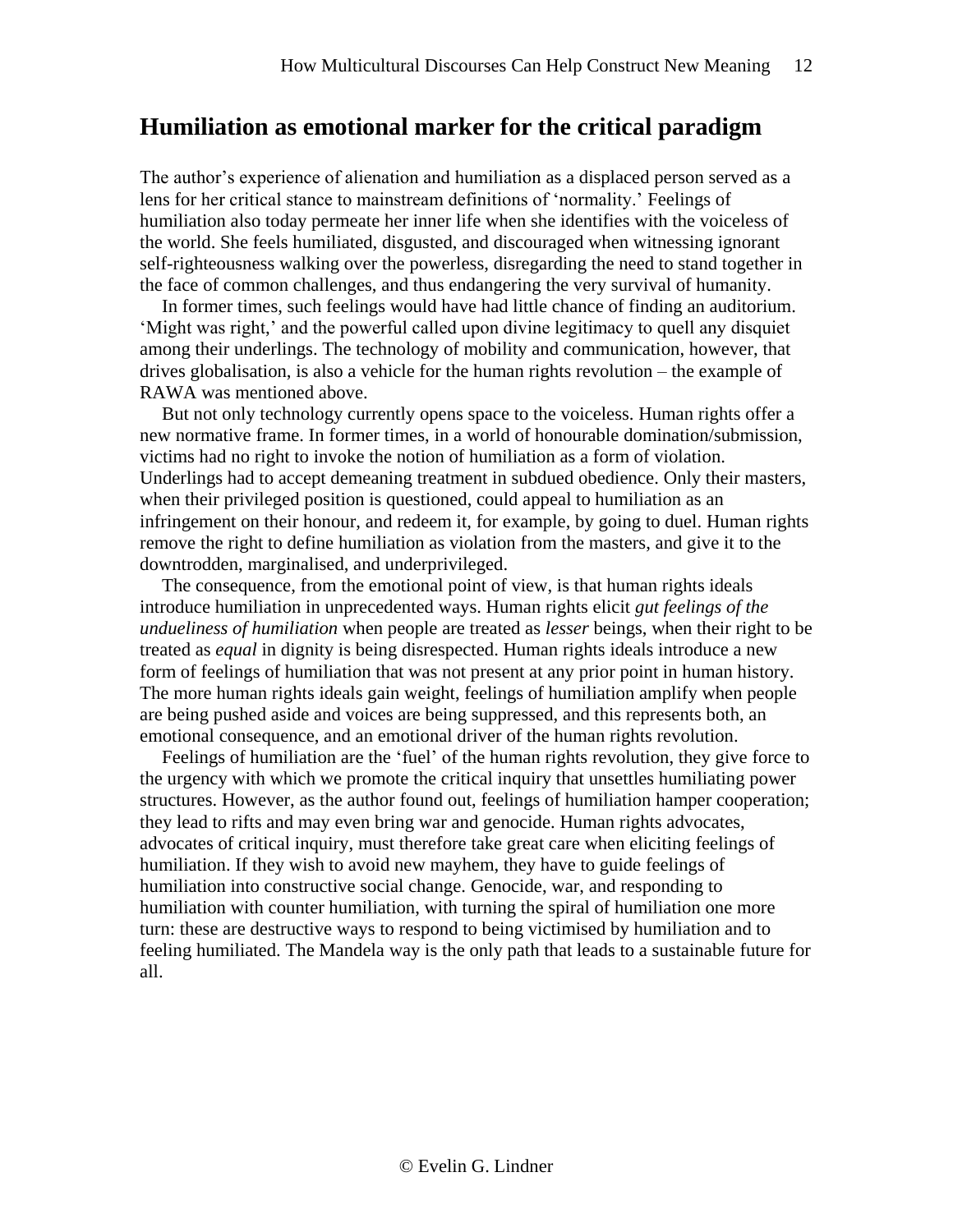## Humiliation as emotional marker for the critical paradigm

The author's experience of alienation and humiliation as a displaced person served as a lens for her critical stance to mainstream definitions of 'normality.' Feelings of humiliation also today permeate her inner life when she identifies with the voiceless of the world. She feels humiliated, disgusted, and discouraged when witnessing ignorant self-righteousness walking over the powerless, disregarding the need to stand together in the face of common challenges, and thus endangering the very survival of humanity.

In former times, such feelings would have had little chance of finding an auditorium. 'Might was right,' and the powerful called upon divine legitimacy to quell any disquiet among their underlings. The technology of mobility and communication, however, that drives globalisation, is also a vehicle for the human rights revolution – the example of RAWA was mentioned above.

But not only technology currently opens space to the voiceless. Human rights offer a new normative frame. In former times, in a world of honourable domination/submission, victims had no right to invoke the notion of humiliation as a form of violation. Underlings had to accept demeaning treatment in subdued obedience. Only their masters, when their privileged position is questioned, could appeal to humiliation as an infringement on their honour, and redeem it, for example, by going to duel. Human rights remove the right to define humiliation as violation from the masters, and give it to the downtrodden, marginalised, and underprivileged.

The consequence, from the emotional point of view, is that human rights ideals introduce humiliation in unprecedented ways. Human rights elicit *gut feelings of the undueliness of humiliation* when people are treated as *lesser* beings, when their right to be treated as *equal* in dignity is being disrespected. Human rights ideals introduce a new form of feelings of humiliation that was not present at any prior point in human history. The more human rights ideals gain weight, feelings of humiliation amplify when people are being pushed aside and voices are being suppressed, and this represents both, an emotional consequence, and an emotional driver of the human rights revolution.

Feelings of humiliation are the 'fuel' of the human rights revolution, they give force to the urgency with which we promote the critical inquiry that unsettles humiliating power structures. However, as the author found out, feelings of humiliation hamper cooperation; they lead to rifts and may even bring war and genocide. Human rights advocates, advocates of critical inquiry, must therefore take great care when eliciting feelings of humiliation. If they wish to avoid new mayhem, they have to guide feelings of humiliation into constructive social change. Genocide, war, and responding to humiliation with counter humiliation, with turning the spiral of humiliation one more turn: these are destructive ways to respond to being victimised by humiliation and to feeling humiliated. The Mandela way is the only path that leads to a sustainable future for all.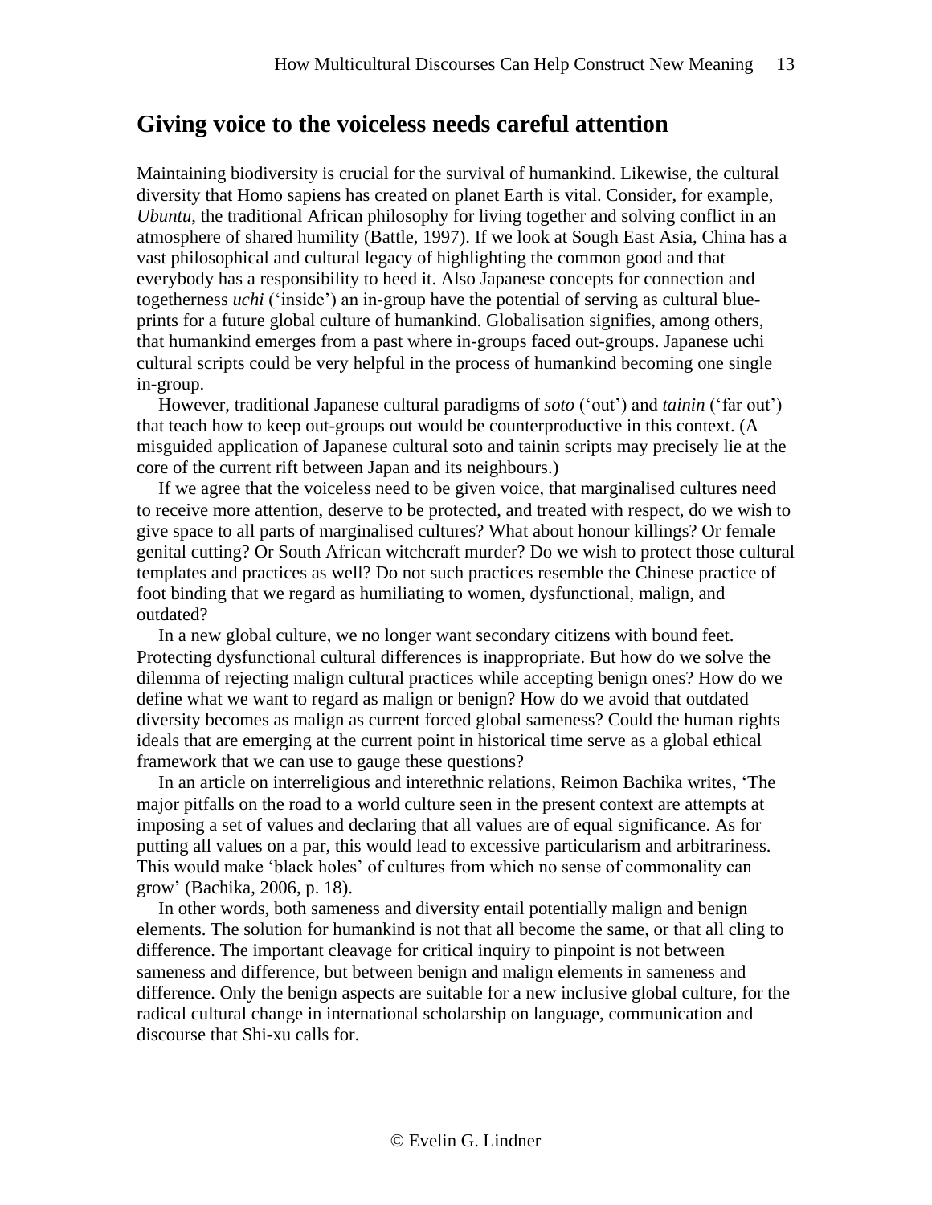## Giving voice to the voiceless needs careful attention

Maintaining biodiversity is crucial for the survival of humankind. Likewise, the cultural diversity that Homo sapiens has created on planet Earth is vital. Consider, for example, *Ubuntu*, the traditional African philosophy for living together and solving conflict in an atmosphere of shared humility (Battle, 1997). If we look at Sough East Asia, China has a vast philosophical and cultural legacy of highlighting the common good and that everybody has a responsibility to heed it. Also Japanese concepts for connection and togetherness *uchi* ('inside') an in-group have the potential of serving as cultural blue-prints for a future global culture of humankind. Globalisation signifies, among others, that humankind emerges from a past where in-groups faced out-groups. Japanese uchi cultural scripts could be very helpful in the process of humankind becoming one single in-group.

However, traditional Japanese cultural paradigms of *soto* ('out') and *tainin* ('far out') that teach how to keep out-groups out would be counterproductive in this context. (A misguided application of Japanese cultural soto and tainin scripts may precisely lie at the core of the current rift between Japan and its neighbours.)

If we agree that the voiceless need to be given voice, that marginalised cultures need to receive more attention, deserve to be protected, and treated with respect, do we wish to give space to all parts of marginalised cultures? What about honour killings? Or female genital cutting? Or South African witchcraft murder? Do we wish to protect those cultural templates and practices as well? Do not such practices resemble the Chinese practice of foot binding that we regard as humiliating to women, dysfunctional, malign, and outdated?

In a new global culture, we no longer want secondary citizens with bound feet. Protecting dysfunctional cultural differences is inappropriate. But how do we solve the dilemma of rejecting malign cultural practices while accepting benign ones? How do we define what we want to regard as malign or benign? How do we avoid that outdated diversity becomes as malign as current forced global sameness? Could the human rights ideals that are emerging at the current point in historical time serve as a global ethical framework that we can use to gauge these questions?

In an article on interreligious and interethnic relations, Reimon Bachika writes, 'The major pitfalls on the road to a world culture seen in the present context are attempts at imposing a set of values and declaring that all values are of equal significance. As for putting all values on a par, this would lead to excessive particularism and arbitrariness. This would make 'black holes' of cultures from which no sense of commonality can grow' (Bachika, 2006, p. 18).

In other words, both sameness and diversity entail potentially malign and benign elements. The solution for humankind is not that all become the same, or that all cling to difference. The important cleavage for critical inquiry to pinpoint is not between sameness and difference, but between benign and malign elements in sameness and difference. Only the benign aspects are suitable for a new inclusive global culture, for the radical cultural change in international scholarship on language, communication and discourse that Shi-xu calls for.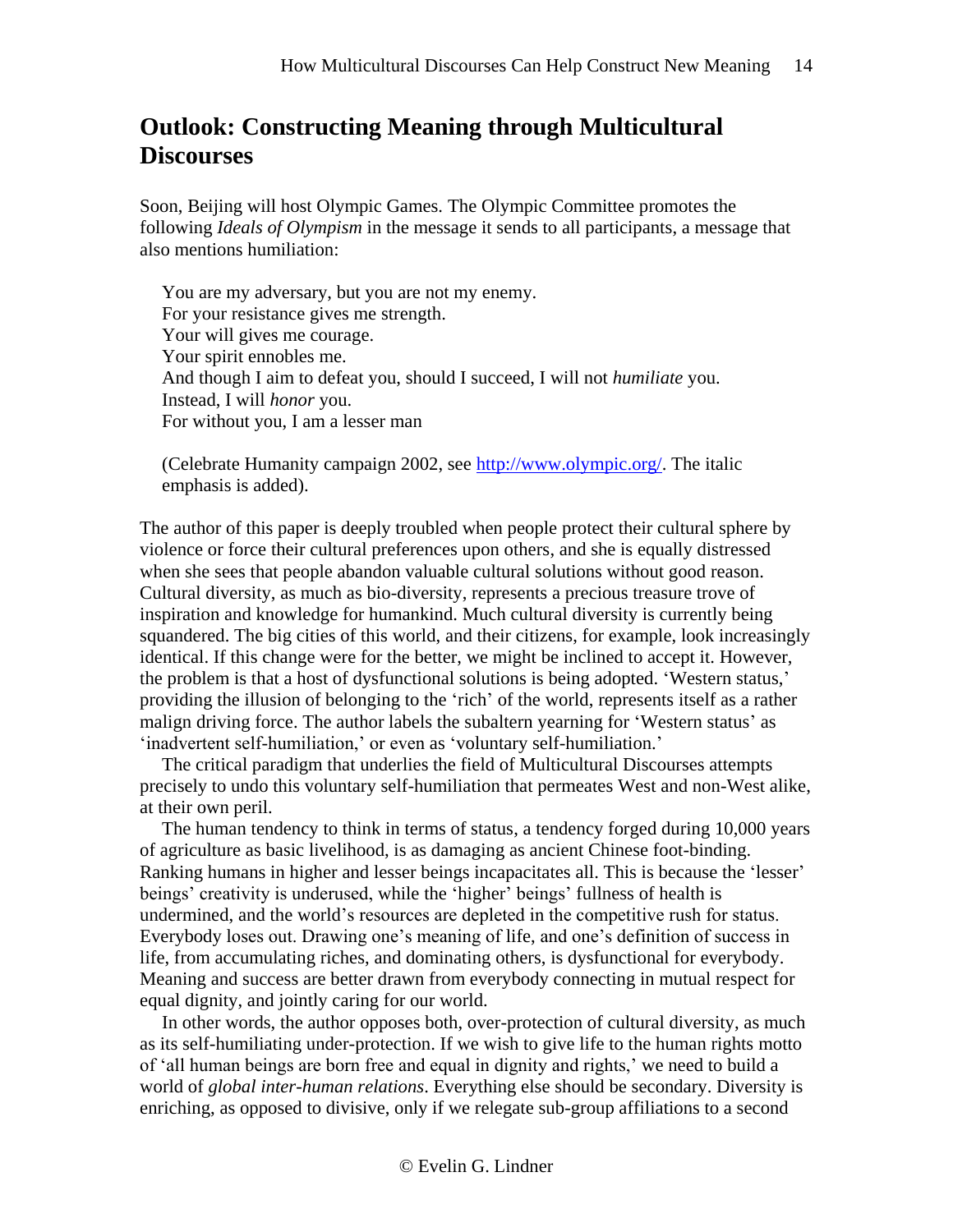## Outlook: Constructing Meaning through Multicultural Discourses

Soon, Beijing will host Olympic Games. The Olympic Committee promotes the following *Ideals of Olympism* in the message it sends to all participants, a message that also mentions humiliation:

> You are my adversary, but you are not my enemy.
> For your resistance gives me strength.
> Your will gives me courage.
> Your spirit ennobles me.
> And though I aim to defeat you, should I succeed, I will not *humiliate* you.
> Instead, I will *honor* you.
> For without you, I am a lesser man
>
> (Celebrate Humanity campaign 2002, see [http://www.olympic.org/](http://www.olympic.org/). The italic emphasis is added).

The author of this paper is deeply troubled when people protect their cultural sphere by violence or force their cultural preferences upon others, and she is equally distressed when she sees that people abandon valuable cultural solutions without good reason. Cultural diversity, as much as bio-diversity, represents a precious treasure trove of inspiration and knowledge for humankind. Much cultural diversity is currently being squandered. The big cities of this world, and their citizens, for example, look increasingly identical. If this change were for the better, we might be inclined to accept it. However, the problem is that a host of dysfunctional solutions is being adopted. 'Western status,' providing the illusion of belonging to the 'rich' of the world, represents itself as a rather malign driving force. The author labels the subaltern yearning for 'Western status' as 'inadvertent self-humiliation,' or even as 'voluntary self-humiliation.'

The critical paradigm that underlies the field of Multicultural Discourses attempts precisely to undo this voluntary self-humiliation that permeates West and non-West alike, at their own peril.

The human tendency to think in terms of status, a tendency forged during 10,000 years of agriculture as basic livelihood, is as damaging as ancient Chinese foot-binding. Ranking humans in higher and lesser beings incapacitates all. This is because the 'lesser' beings' creativity is underused, while the 'higher' beings' fullness of health is undermined, and the world's resources are depleted in the competitive rush for status. Everybody loses out. Drawing one's meaning of life, and one's definition of success in life, from accumulating riches, and dominating others, is dysfunctional for everybody. Meaning and success are better drawn from everybody connecting in mutual respect for equal dignity, and jointly caring for our world.

In other words, the author opposes both, over-protection of cultural diversity, as much as its self-humiliating under-protection. If we wish to give life to the human rights motto of 'all human beings are born free and equal in dignity and rights,' we need to build a world of *global inter-human relations*. Everything else should be secondary. Diversity is enriching, as opposed to divisive, only if we relegate sub-group affiliations to a second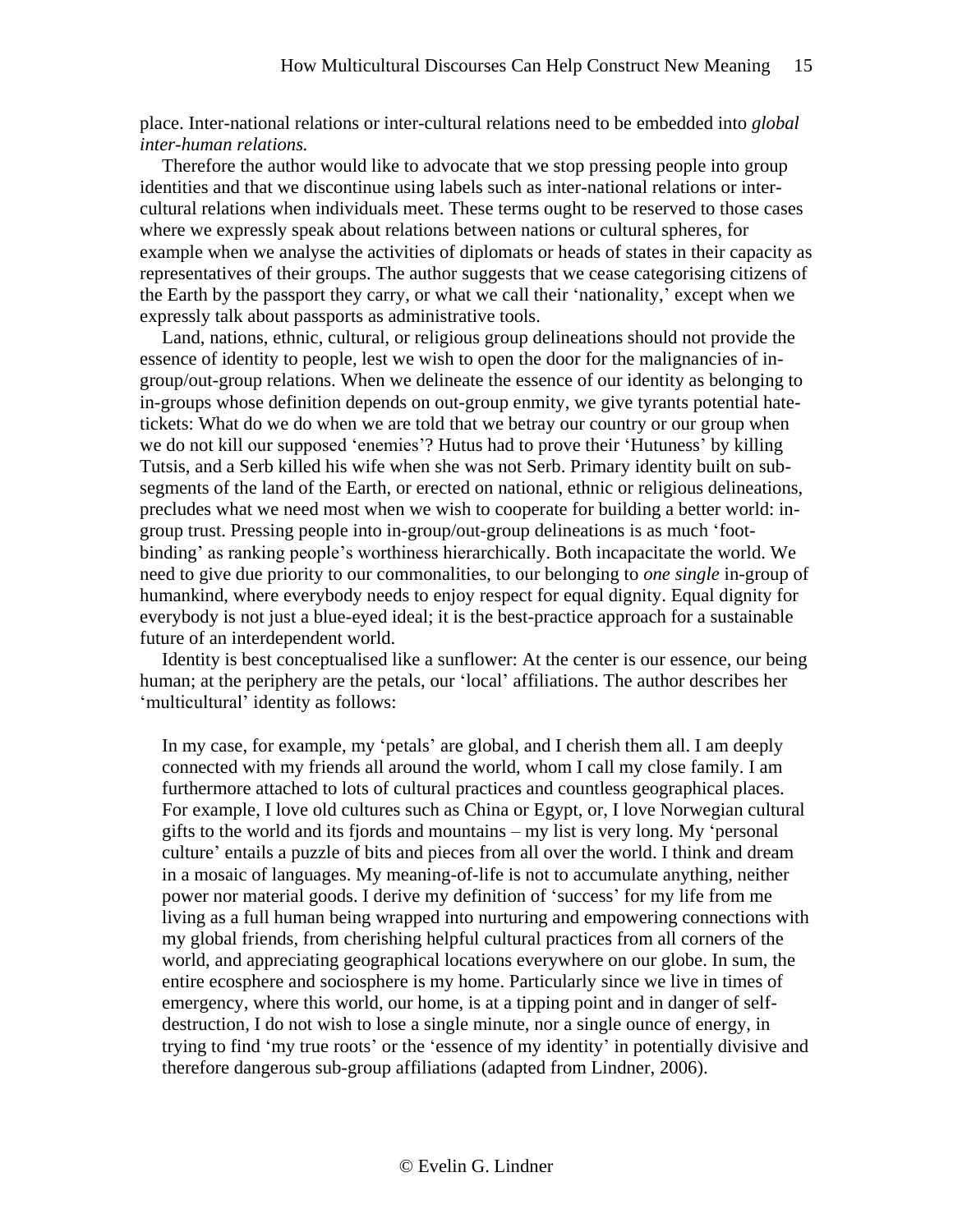place. Inter-national relations or inter-cultural relations need to be embedded into *global inter-human relations.*

Therefore the author would like to advocate that we stop pressing people into group identities and that we discontinue using labels such as inter-national relations or inter-cultural relations when individuals meet. These terms ought to be reserved to those cases where we expressly speak about relations between nations or cultural spheres, for example when we analyse the activities of diplomats or heads of states in their capacity as representatives of their groups. The author suggests that we cease categorising citizens of the Earth by the passport they carry, or what we call their 'nationality,' except when we expressly talk about passports as administrative tools.

Land, nations, ethnic, cultural, or religious group delineations should not provide the essence of identity to people, lest we wish to open the door for the malignancies of in-group/out-group relations. When we delineate the essence of our identity as belonging to in-groups whose definition depends on out-group enmity, we give tyrants potential hate-tickets: What do we do when we are told that we betray our country or our group when we do not kill our supposed 'enemies'? Hutus had to prove their 'Hutuness' by killing Tutsis, and a Serb killed his wife when she was not Serb. Primary identity built on sub-segments of the land of the Earth, or erected on national, ethnic or religious delineations, precludes what we need most when we wish to cooperate for building a better world: in-group trust. Pressing people into in-group/out-group delineations is as much 'foot-binding' as ranking people's worthiness hierarchically. Both incapacitate the world. We need to give due priority to our commonalities, to our belonging to *one single* in-group of humankind, where everybody needs to enjoy respect for equal dignity. Equal dignity for everybody is not just a blue-eyed ideal; it is the best-practice approach for a sustainable future of an interdependent world.

Identity is best conceptualised like a sunflower: At the center is our essence, our being human; at the periphery are the petals, our 'local' affiliations. The author describes her 'multicultural' identity as follows:

> In my case, for example, my 'petals' are global, and I cherish them all. I am deeply connected with my friends all around the world, whom I call my close family. I am furthermore attached to lots of cultural practices and countless geographical places. For example, I love old cultures such as China or Egypt, or, I love Norwegian cultural gifts to the world and its fjords and mountains – my list is very long. My 'personal culture' entails a puzzle of bits and pieces from all over the world. I think and dream in a mosaic of languages. My meaning-of-life is not to accumulate anything, neither power nor material goods. I derive my definition of 'success' for my life from me living as a full human being wrapped into nurturing and empowering connections with my global friends, from cherishing helpful cultural practices from all corners of the world, and appreciating geographical locations everywhere on our globe. In sum, the entire ecosphere and sociosphere is my home. Particularly since we live in times of emergency, where this world, our home, is at a tipping point and in danger of self-destruction, I do not wish to lose a single minute, nor a single ounce of energy, in trying to find 'my true roots' or the 'essence of my identity' in potentially divisive and therefore dangerous sub-group affiliations (adapted from Lindner, 2006).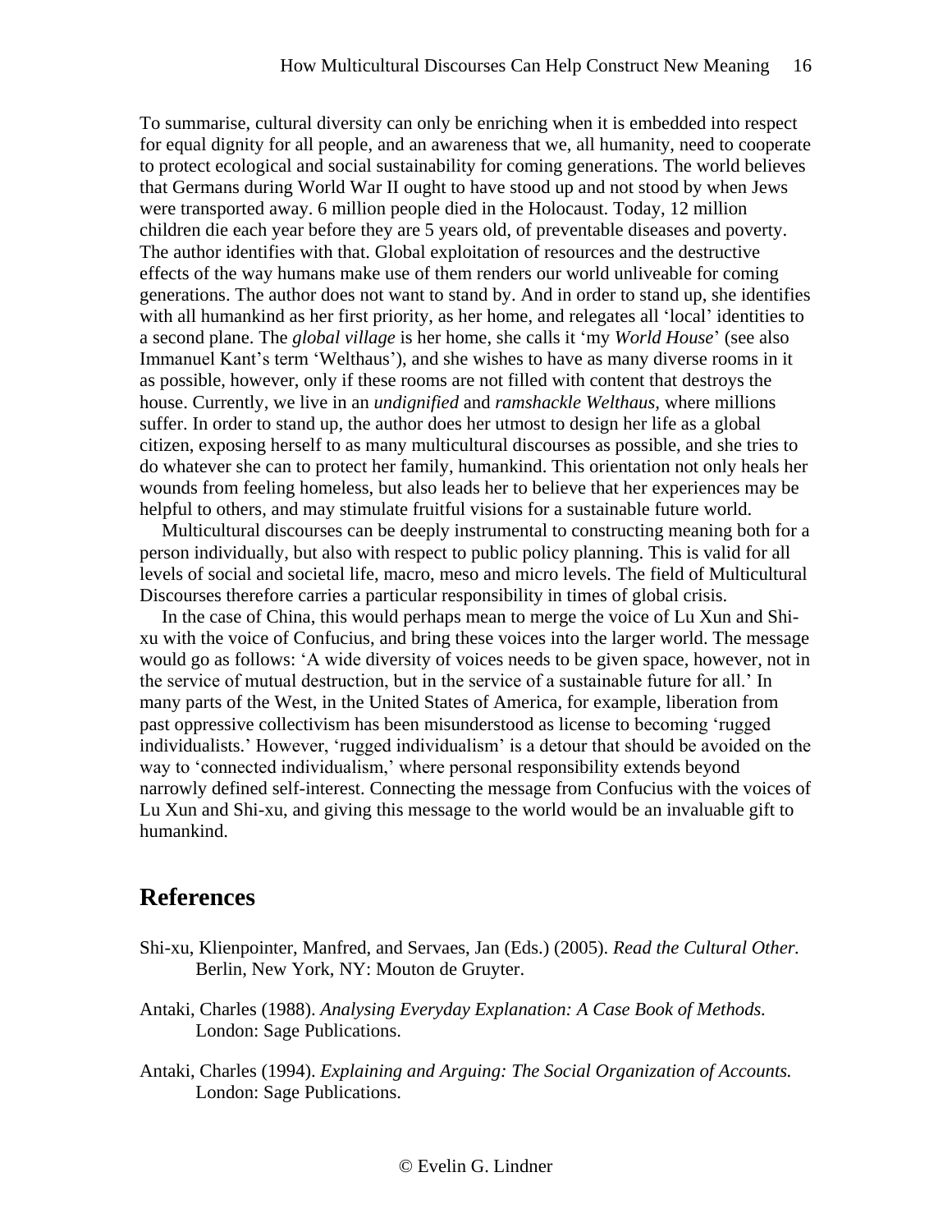To summarise, cultural diversity can only be enriching when it is embedded into respect for equal dignity for all people, and an awareness that we, all humanity, need to cooperate to protect ecological and social sustainability for coming generations. The world believes that Germans during World War II ought to have stood up and not stood by when Jews were transported away. 6 million people died in the Holocaust. Today, 12 million children die each year before they are 5 years old, of preventable diseases and poverty. The author identifies with that. Global exploitation of resources and the destructive effects of the way humans make use of them renders our world unliveable for coming generations. The author does not want to stand by. And in order to stand up, she identifies with all humankind as her first priority, as her home, and relegates all 'local' identities to a second plane. The *global village* is her home, she calls it 'my *World House*' (see also Immanuel Kant's term 'Welthaus'), and she wishes to have as many diverse rooms in it as possible, however, only if these rooms are not filled with content that destroys the house. Currently, we live in an *undignified* and *ramshackle Welthaus,* where millions suffer. In order to stand up, the author does her utmost to design her life as a global citizen, exposing herself to as many multicultural discourses as possible, and she tries to do whatever she can to protect her family, humankind. This orientation not only heals her wounds from feeling homeless, but also leads her to believe that her experiences may be helpful to others, and may stimulate fruitful visions for a sustainable future world.

Multicultural discourses can be deeply instrumental to constructing meaning both for a person individually, but also with respect to public policy planning. This is valid for all levels of social and societal life, macro, meso and micro levels. The field of Multicultural Discourses therefore carries a particular responsibility in times of global crisis.

In the case of China, this would perhaps mean to merge the voice of Lu Xun and Shi-xu with the voice of Confucius, and bring these voices into the larger world. The message would go as follows: 'A wide diversity of voices needs to be given space, however, not in the service of mutual destruction, but in the service of a sustainable future for all.' In many parts of the West, in the United States of America, for example, liberation from past oppressive collectivism has been misunderstood as license to becoming 'rugged individualists.' However, 'rugged individualism' is a detour that should be avoided on the way to 'connected individualism,' where personal responsibility extends beyond narrowly defined self-interest. Connecting the message from Confucius with the voices of Lu Xun and Shi-xu, and giving this message to the world would be an invaluable gift to humankind.

## References

Shi-xu, Klienpointer, Manfred, and Servaes, Jan (Eds.) (2005). *Read the Cultural Other.* Berlin, New York, NY: Mouton de Gruyter.

Antaki, Charles (1988). *Analysing Everyday Explanation: A Case Book of Methods.* London: Sage Publications.

Antaki, Charles (1994). *Explaining and Arguing: The Social Organization of Accounts.* London: Sage Publications.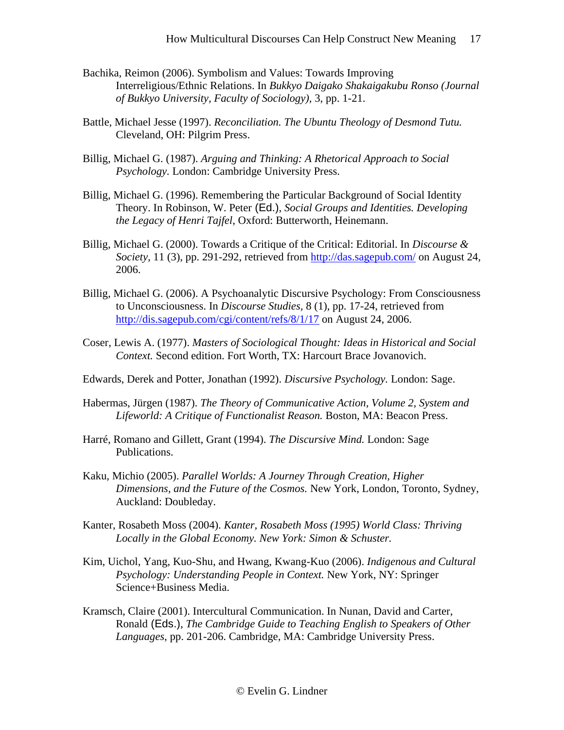Bachika, Reimon (2006). Symbolism and Values: Towards Improving Interreligious/Ethnic Relations. In *Bukkyo Daigako Shakaigakubu Ronso (Journal of Bukkyo University, Faculty of Sociology)*, 3, pp. 1-21.

Battle, Michael Jesse (1997). *Reconciliation. The Ubuntu Theology of Desmond Tutu.* Cleveland, OH: Pilgrim Press.

Billig, Michael G. (1987). *Arguing and Thinking: A Rhetorical Approach to Social Psychology.* London: Cambridge University Press.

Billig, Michael G. (1996). Remembering the Particular Background of Social Identity Theory. In Robinson, W. Peter (Ed.), *Social Groups and Identities. Developing the Legacy of Henri Tajfel*, Oxford: Butterworth, Heinemann.

Billig, Michael G. (2000). Towards a Critique of the Critical: Editorial. In *Discourse & Society*, 11 (3), pp. 291-292, retrieved from http://das.sagepub.com/ on August 24, 2006.

Billig, Michael G. (2006). A Psychoanalytic Discursive Psychology: From Consciousness to Unconsciousness. In *Discourse Studies*, 8 (1), pp. 17-24, retrieved from http://dis.sagepub.com/cgi/content/refs/8/1/17 on August 24, 2006.

Coser, Lewis A. (1977). *Masters of Sociological Thought: Ideas in Historical and Social Context.* Second edition. Fort Worth, TX: Harcourt Brace Jovanovich.

Edwards, Derek and Potter, Jonathan (1992). *Discursive Psychology.* London: Sage.

Habermas, Jürgen (1987). *The Theory of Communicative Action, Volume 2, System and Lifeworld: A Critique of Functionalist Reason.* Boston, MA: Beacon Press.

Harré, Romano and Gillett, Grant (1994). *The Discursive Mind.* London: Sage Publications.

Kaku, Michio (2005). *Parallel Worlds: A Journey Through Creation, Higher Dimensions, and the Future of the Cosmos.* New York, London, Toronto, Sydney, Auckland: Doubleday.

Kanter, Rosabeth Moss (2004). *Kanter, Rosabeth Moss (1995) World Class: Thriving Locally in the Global Economy. New York: Simon & Schuster.*

Kim, Uichol, Yang, Kuo-Shu, and Hwang, Kwang-Kuo (2006). *Indigenous and Cultural Psychology: Understanding People in Context.* New York, NY: Springer Science+Business Media.

Kramsch, Claire (2001). Intercultural Communication. In Nunan, David and Carter, Ronald (Eds.), *The Cambridge Guide to Teaching English to Speakers of Other Languages*, pp. 201-206. Cambridge, MA: Cambridge University Press.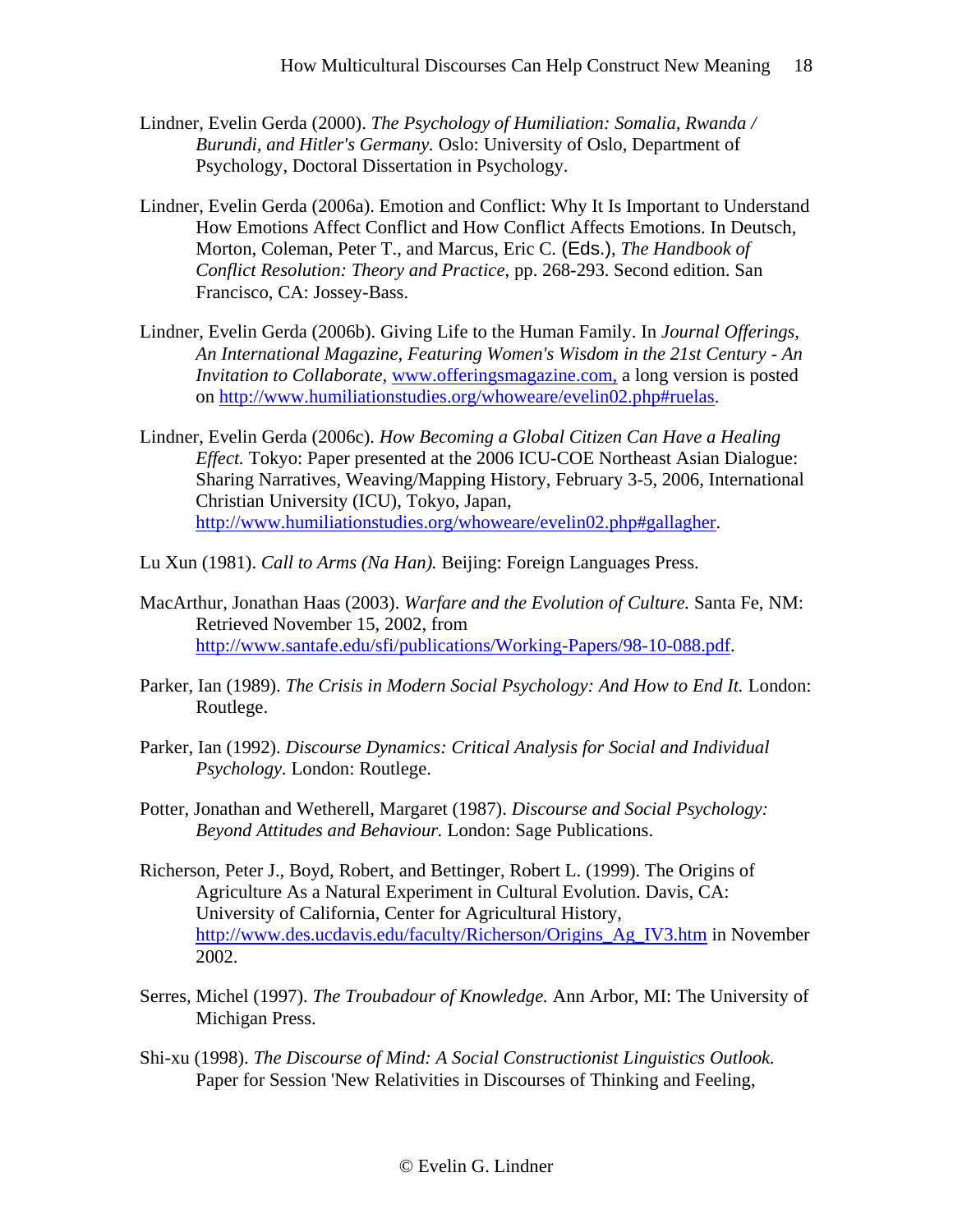Lindner, Evelin Gerda (2000). *The Psychology of Humiliation: Somalia, Rwanda / Burundi, and Hitler's Germany.* Oslo: University of Oslo, Department of Psychology, Doctoral Dissertation in Psychology.

Lindner, Evelin Gerda (2006a). Emotion and Conflict: Why It Is Important to Understand How Emotions Affect Conflict and How Conflict Affects Emotions. In Deutsch, Morton, Coleman, Peter T., and Marcus, Eric C. (Eds.), *The Handbook of Conflict Resolution: Theory and Practice*, pp. 268-293. Second edition. San Francisco, CA: Jossey-Bass.

Lindner, Evelin Gerda (2006b). Giving Life to the Human Family. In *Journal Offerings, An International Magazine, Featuring Women's Wisdom in the 21st Century - An Invitation to Collaborate*, www.offeringsmagazine.com, a long version is posted on http://www.humiliationstudies.org/whoweare/evelin02.php#ruelas.

Lindner, Evelin Gerda (2006c). *How Becoming a Global Citizen Can Have a Healing Effect.* Tokyo: Paper presented at the 2006 ICU-COE Northeast Asian Dialogue: Sharing Narratives, Weaving/Mapping History, February 3-5, 2006, International Christian University (ICU), Tokyo, Japan, http://www.humiliationstudies.org/whoweare/evelin02.php#gallagher.

Lu Xun (1981). *Call to Arms (Na Han).* Beijing: Foreign Languages Press.

MacArthur, Jonathan Haas (2003). *Warfare and the Evolution of Culture.* Santa Fe, NM: Retrieved November 15, 2002, from http://www.santafe.edu/sfi/publications/Working-Papers/98-10-088.pdf.

Parker, Ian (1989). *The Crisis in Modern Social Psychology: And How to End It.* London: Routlege.

Parker, Ian (1992). *Discourse Dynamics: Critical Analysis for Social and Individual Psychology.* London: Routlege.

Potter, Jonathan and Wetherell, Margaret (1987). *Discourse and Social Psychology: Beyond Attitudes and Behaviour.* London: Sage Publications.

Richerson, Peter J., Boyd, Robert, and Bettinger, Robert L. (1999). The Origins of Agriculture As a Natural Experiment in Cultural Evolution. Davis, CA: University of California, Center for Agricultural History, http://www.des.ucdavis.edu/faculty/Richerson/Origins_Ag_IV3.htm in November 2002.

Serres, Michel (1997). *The Troubadour of Knowledge.* Ann Arbor, MI: The University of Michigan Press.

Shi-xu (1998). *The Discourse of Mind: A Social Constructionist Linguistics Outlook.* Paper for Session 'New Relativities in Discourses of Thinking and Feeling,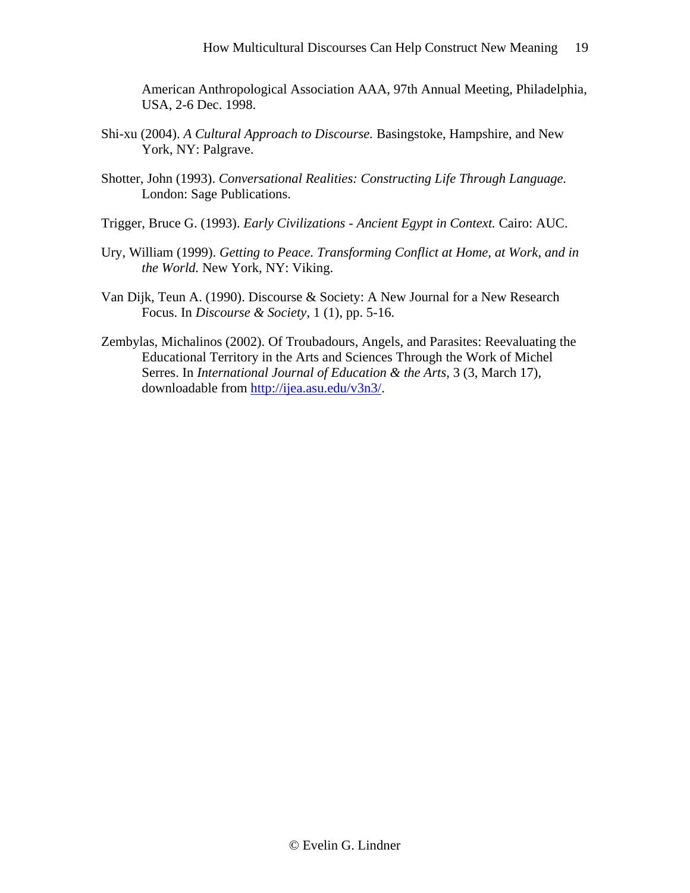American Anthropological Association AAA, 97th Annual Meeting, Philadelphia, USA, 2-6 Dec. 1998.

Shi-xu (2004). *A Cultural Approach to Discourse.* Basingstoke, Hampshire, and New York, NY: Palgrave.

Shotter, John (1993). *Conversational Realities: Constructing Life Through Language.* London: Sage Publications.

Trigger, Bruce G. (1993). *Early Civilizations - Ancient Egypt in Context.* Cairo: AUC.

Ury, William (1999). *Getting to Peace. Transforming Conflict at Home, at Work, and in the World.* New York, NY: Viking.

Van Dijk, Teun A. (1990). Discourse & Society: A New Journal for a New Research Focus. In *Discourse & Society,* 1 (1), pp. 5-16.

Zembylas, Michalinos (2002). Of Troubadours, Angels, and Parasites: Reevaluating the Educational Territory in the Arts and Sciences Through the Work of Michel Serres. In *International Journal of Education & the Arts,* 3 (3, March 17), downloadable from http://ijea.asu.edu/v3n3/.

© Evelin G. Lindner